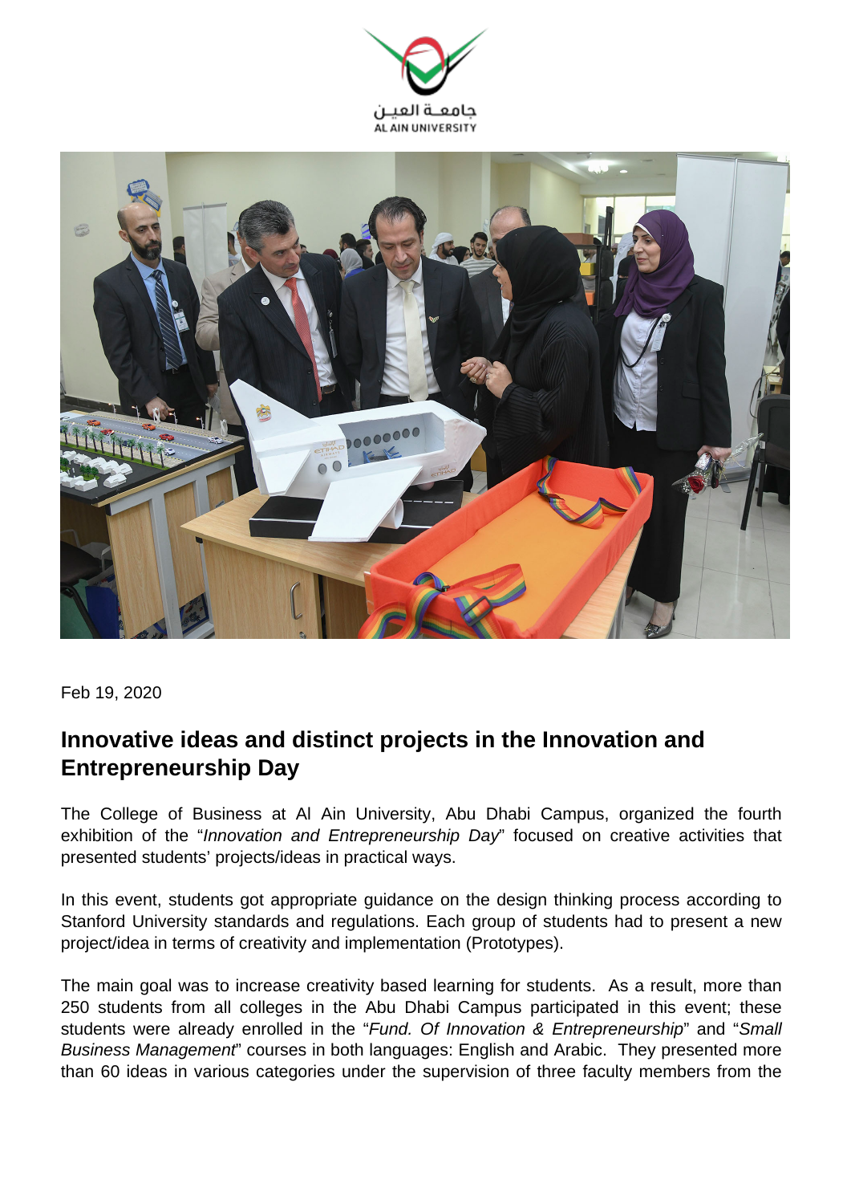Feb 19, 2020

## Innovative ideas and distinct projects in the Innovation and Entrepreneurship Day

The College of Business at Al Ain University, Abu Dhabi Campus, organized the fourth exhibition of the "*Innovation and Entrepreneurship Day*" focused on creative activities that presented students' projects/ideas in practical ways.

In this event, students got appropriate guidance on the design thinking process according to Stanford University standards and regulations. Each group of students had to present a new project/idea in terms of creativity and implementation (Prototypes).

The main goal was to increase creativity based learning for students. As a result, more than 250 students from all colleges in the Abu Dhabi Campus participated in this event; these students were already enrolled in the "*Fund. Of Innovation & Entrepreneurship*" and "*Small Business Management*" courses in both languages: English and Arabic. They presented more than 60 ideas in various categories under the supervision of three faculty members from the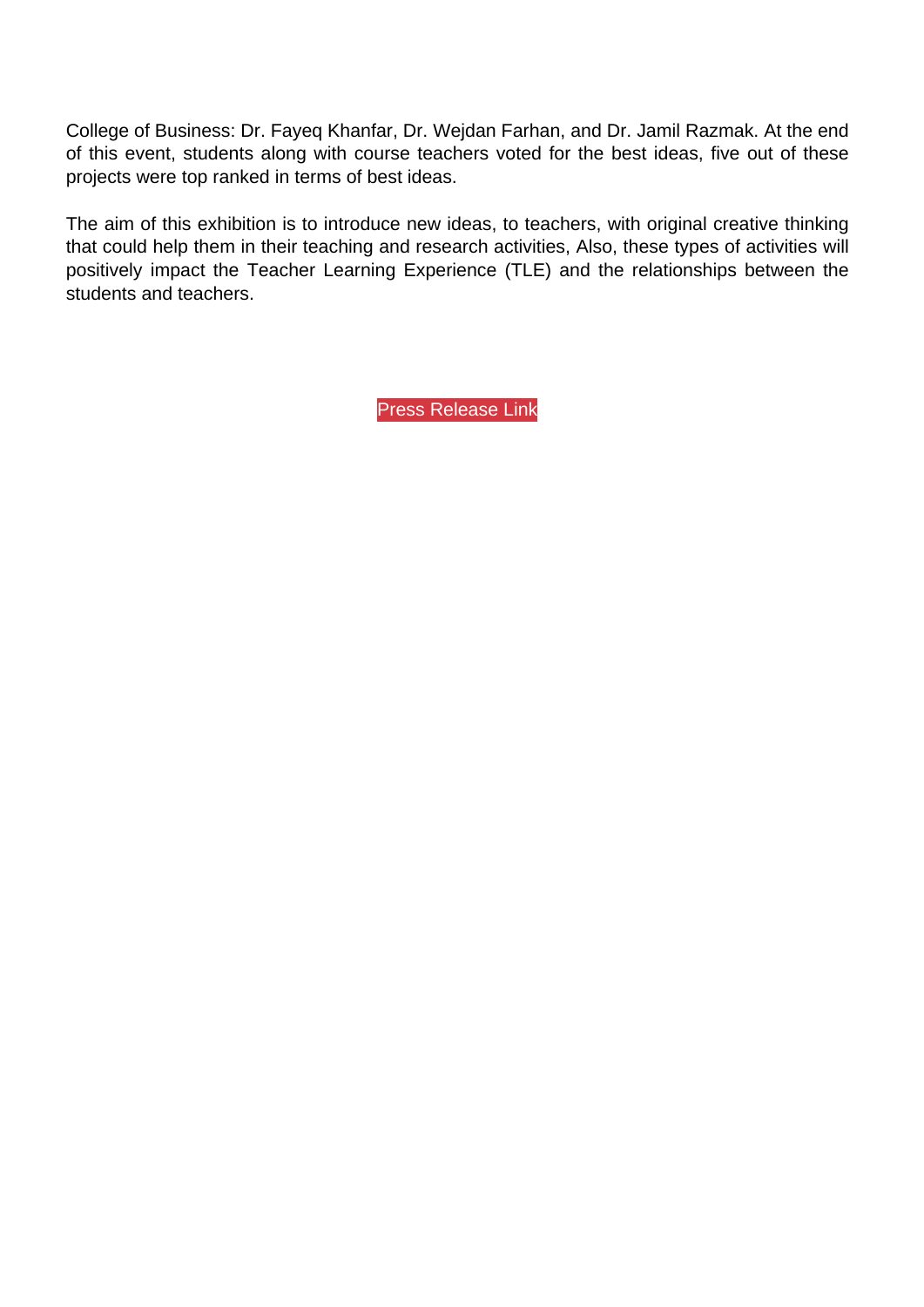College of Business: Dr. Fayeq Khanfar, Dr. Wejdan Farhan, and Dr. Jamil Razmak. At the end of this event, students along with course teachers voted for the best ideas, five out of these projects were top ranked in terms of best ideas.

The aim of this exhibition is to introduce new ideas, to teachers, with original creative thinking that could help them in their teaching and research activities, Also, these types of activities will positively impact the Teacher Learning Experience (TLE) and the relationships between the students and teachers.

Press Release Link